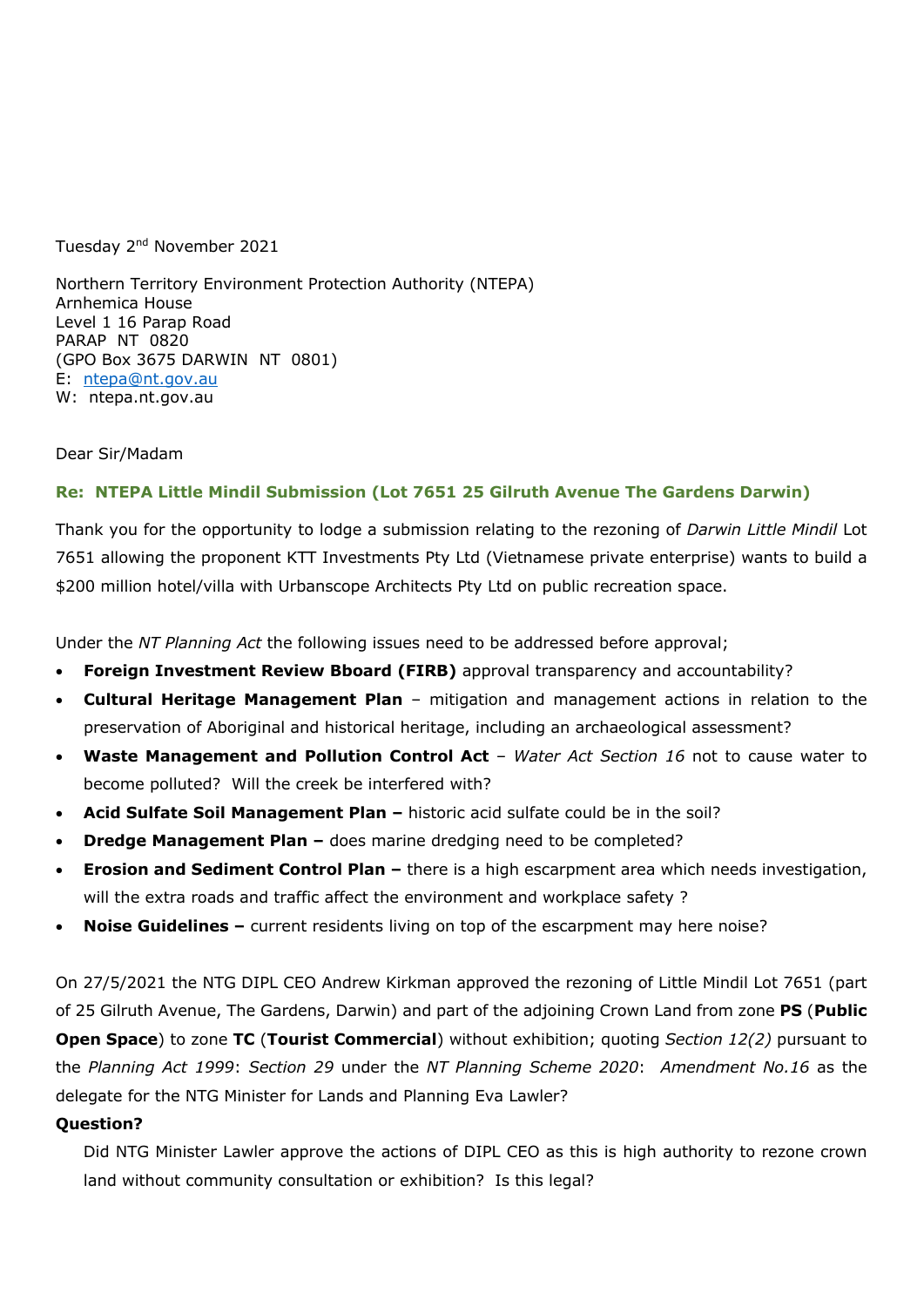Tuesday 2nd November 2021

Northern Territory Environment Protection Authority (NTEPA)
Arnhemica House
Level 1 16 Parap Road
PARAP NT 0820
(GPO Box 3675 DARWIN NT 0801)
E: ntepa@nt.gov.au
W: ntepa.nt.gov.au

Dear Sir/Madam

**Re: NTEPA Little Mindil Submission (Lot 7651 25 Gilruth Avenue The Gardens Darwin)**

Thank you for the opportunity to lodge a submission relating to the rezoning of *Darwin Little Mindil* Lot 7651 allowing the proponent KTT Investments Pty Ltd (Vietnamese private enterprise) wants to build a $200 million hotel/villa with Urbanscope Architects Pty Ltd on public recreation space.

Under the *NT Planning Act* the following issues need to be addressed before approval;

- **Foreign Investment Review Bboard (FIRB)** approval transparency and accountability?
- **Cultural Heritage Management Plan** – mitigation and management actions in relation to the preservation of Aboriginal and historical heritage, including an archaeological assessment?
- **Waste Management and Pollution Control Act** – *Water Act Section 16* not to cause water to become polluted? Will the creek be interfered with?
- **Acid Sulfate Soil Management Plan –** historic acid sulfate could be in the soil?
- **Dredge Management Plan –** does marine dredging need to be completed?
- **Erosion and Sediment Control Plan –** there is a high escarpment area which needs investigation, will the extra roads and traffic affect the environment and workplace safety ?
- **Noise Guidelines –** current residents living on top of the escarpment may here noise?

On 27/5/2021 the NTG DIPL CEO Andrew Kirkman approved the rezoning of Little Mindil Lot 7651 (part of 25 Gilruth Avenue, The Gardens, Darwin) and part of the adjoining Crown Land from zone **PS** (**Public Open Space**) to zone **TC** (**Tourist Commercial**) without exhibition; quoting *Section 12(2)* pursuant to the *Planning Act 1999*: *Section 29* under the *NT Planning Scheme 2020*: *Amendment No.16* as the delegate for the NTG Minister for Lands and Planning Eva Lawler?

**Question?**

Did NTG Minister Lawler approve the actions of DIPL CEO as this is high authority to rezone crown land without community consultation or exhibition? Is this legal?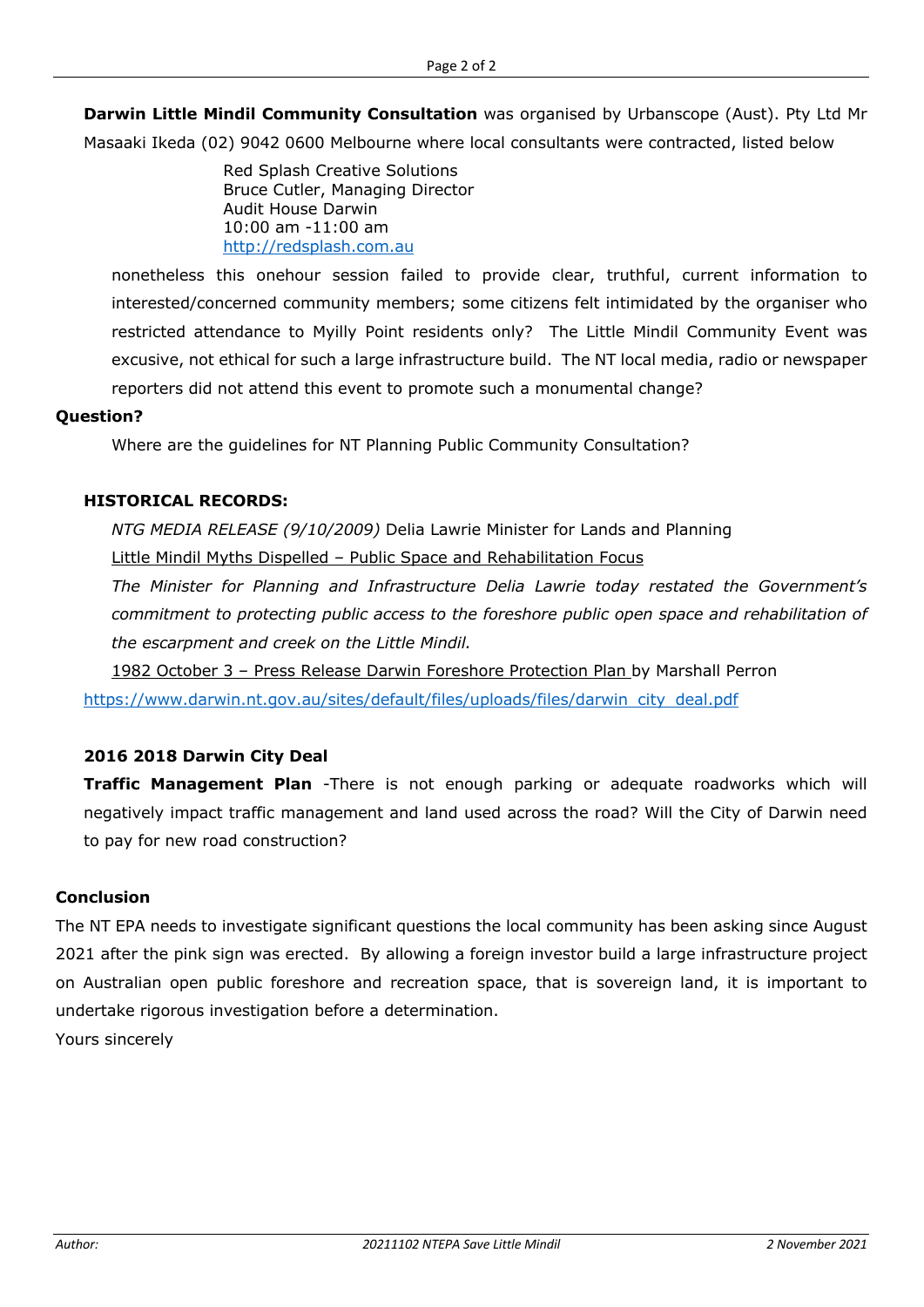**Darwin Little Mindil Community Consultation** was organised by Urbanscope (Aust). Pty Ltd Mr Masaaki Ikeda (02) 9042 0600 Melbourne where local consultants were contracted, listed below

Red Splash Creative Solutions
Bruce Cutler, Managing Director
Audit House Darwin
10:00 am -11:00 am
http://redsplash.com.au

nonetheless this onehour session failed to provide clear, truthful, current information to interested/concerned community members; some citizens felt intimidated by the organiser who restricted attendance to Myilly Point residents only? The Little Mindil Community Event was excusive, not ethical for such a large infrastructure build. The NT local media, radio or newspaper reporters did not attend this event to promote such a monumental change?

**Question?**

Where are the guidelines for NT Planning Public Community Consultation?

**HISTORICAL RECORDS:**

*NTG MEDIA RELEASE (9/10/2009)* Delia Lawrie Minister for Lands and Planning

Little Mindil Myths Dispelled – Public Space and Rehabilitation Focus

*The Minister for Planning and Infrastructure Delia Lawrie today restated the Government's commitment to protecting public access to the foreshore public open space and rehabilitation of the escarpment and creek on the Little Mindil.*

1982 October 3 – Press Release Darwin Foreshore Protection Plan by Marshall Perron

https://www.darwin.nt.gov.au/sites/default/files/uploads/files/darwin_city_deal.pdf

**2016 2018 Darwin City Deal**

**Traffic Management Plan** -There is not enough parking or adequate roadworks which will negatively impact traffic management and land used across the road? Will the City of Darwin need to pay for new road construction?

**Conclusion**

The NT EPA needs to investigate significant questions the local community has been asking since August 2021 after the pink sign was erected. By allowing a foreign investor build a large infrastructure project on Australian open public foreshore and recreation space, that is sovereign land, it is important to undertake rigorous investigation before a determination.

Yours sincerely